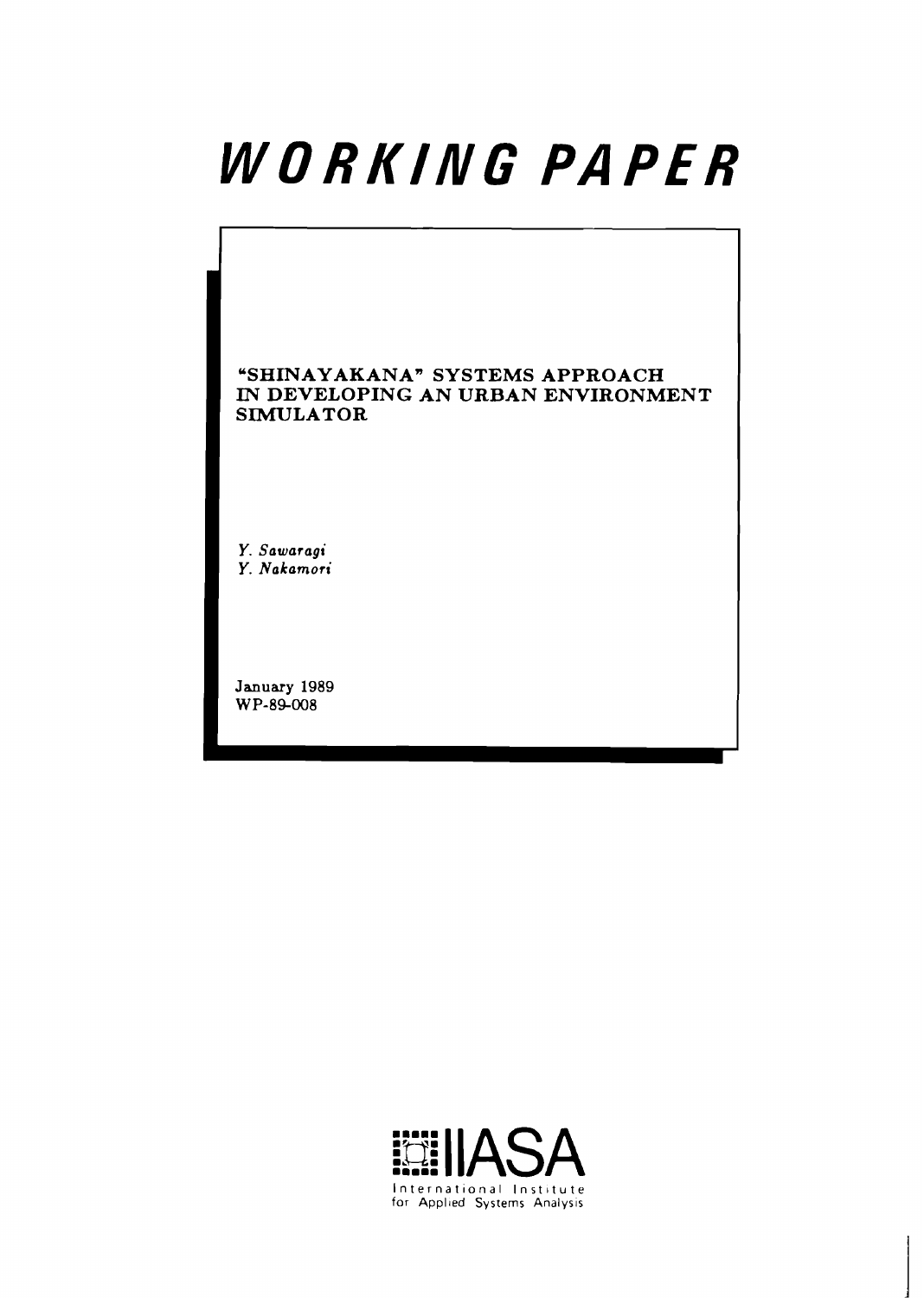# WORKING PAPER

**"SHINAYAKANA" SYSTEMS APPROACH IN DEVELOPING AN URBAN ENVIRONMENT SIMULATOR**

*Y. Sawaragi*
*Y. Nakamori*

January 1989
WP-89-008

IIASA
International Institute for Applied Systems Analysis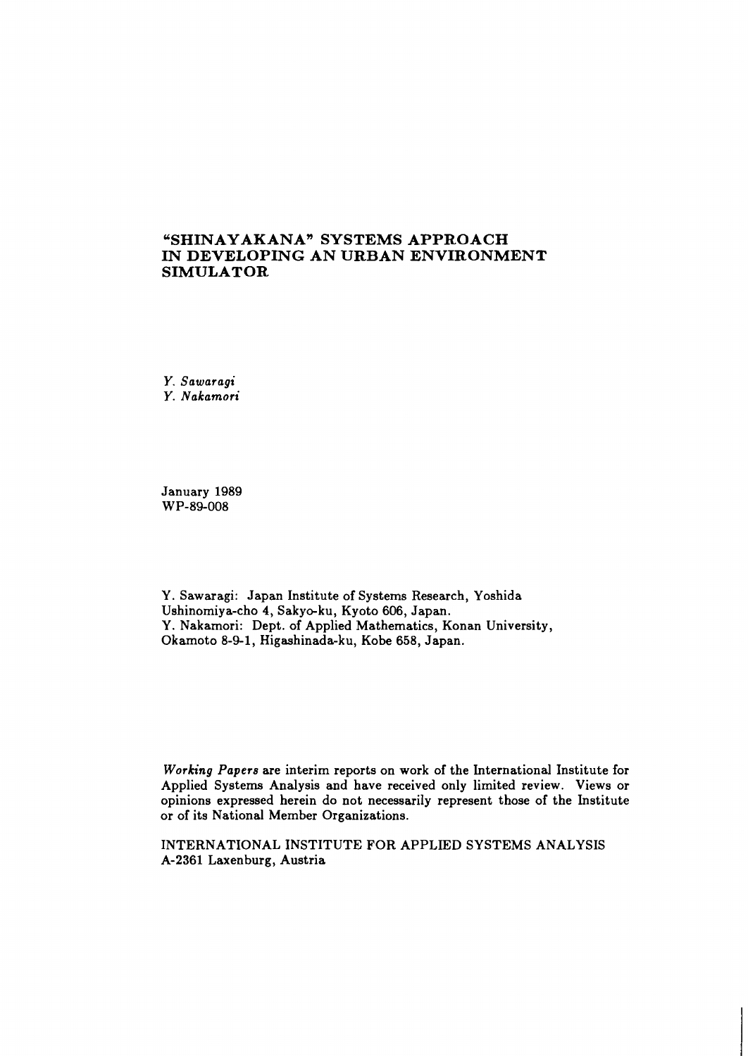# "SHINAYAKANA" SYSTEMS APPROACH IN DEVELOPING AN URBAN ENVIRONMENT SIMULATOR

*Y. Sawaragi*
*Y. Nakamori*

January 1989
WP-89-008

Y. Sawaragi: Japan Institute of Systems Research, Yoshida Ushinomiya-cho 4, Sakyo-ku, Kyoto 606, Japan.
Y. Nakamori: Dept. of Applied Mathematics, Konan University, Okamoto 8-9-1, Higashinada-ku, Kobe 658, Japan.

*Working Papers* are interim reports on work of the International Institute for Applied Systems Analysis and have received only limited review. Views or opinions expressed herein do not necessarily represent those of the Institute or of its National Member Organizations.

INTERNATIONAL INSTITUTE FOR APPLIED SYSTEMS ANALYSIS
A-2361 Laxenburg, Austria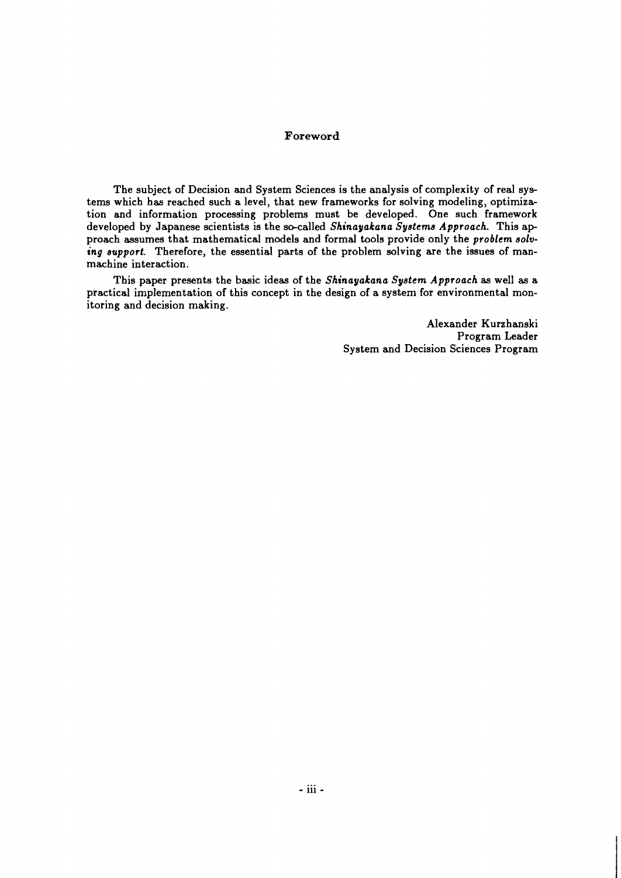# Foreword

The subject of Decision and System Sciences is the analysis of complexity of real systems which has reached such a level, that new frameworks for solving modeling, optimization and information processing problems must be developed. One such framework developed by Japanese scientists is the so-called *Shinayakana Systems Approach*. This approach assumes that mathematical models and formal tools provide only the *problem solving support*. Therefore, the essential parts of the problem solving are the issues of man-machine interaction.

This paper presents the basic ideas of the *Shinayakana System Approach* as well as a practical implementation of this concept in the design of a system for environmental monitoring and decision making.

Alexander Kurzhanski
Program Leader
System and Decision Sciences Program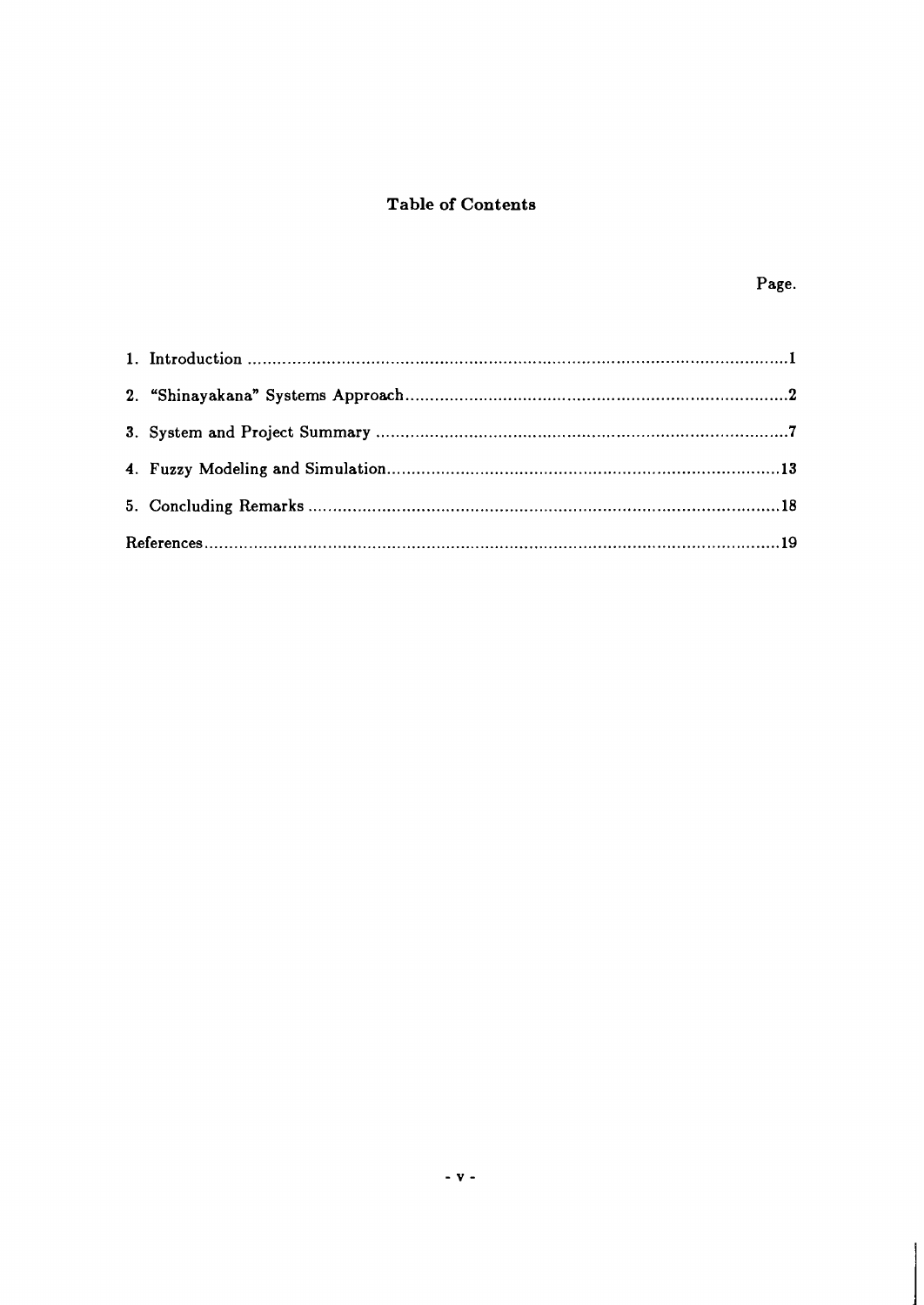# Table of Contents

| | Page. |
|---|---|
| 1. Introduction | 1 |
| 2. "Shinayakana" Systems Approach | 2 |
| 3. System and Project Summary | 7 |
| 4. Fuzzy Modeling and Simulation | 13 |
| 5. Concluding Remarks | 18 |
| References | 19 |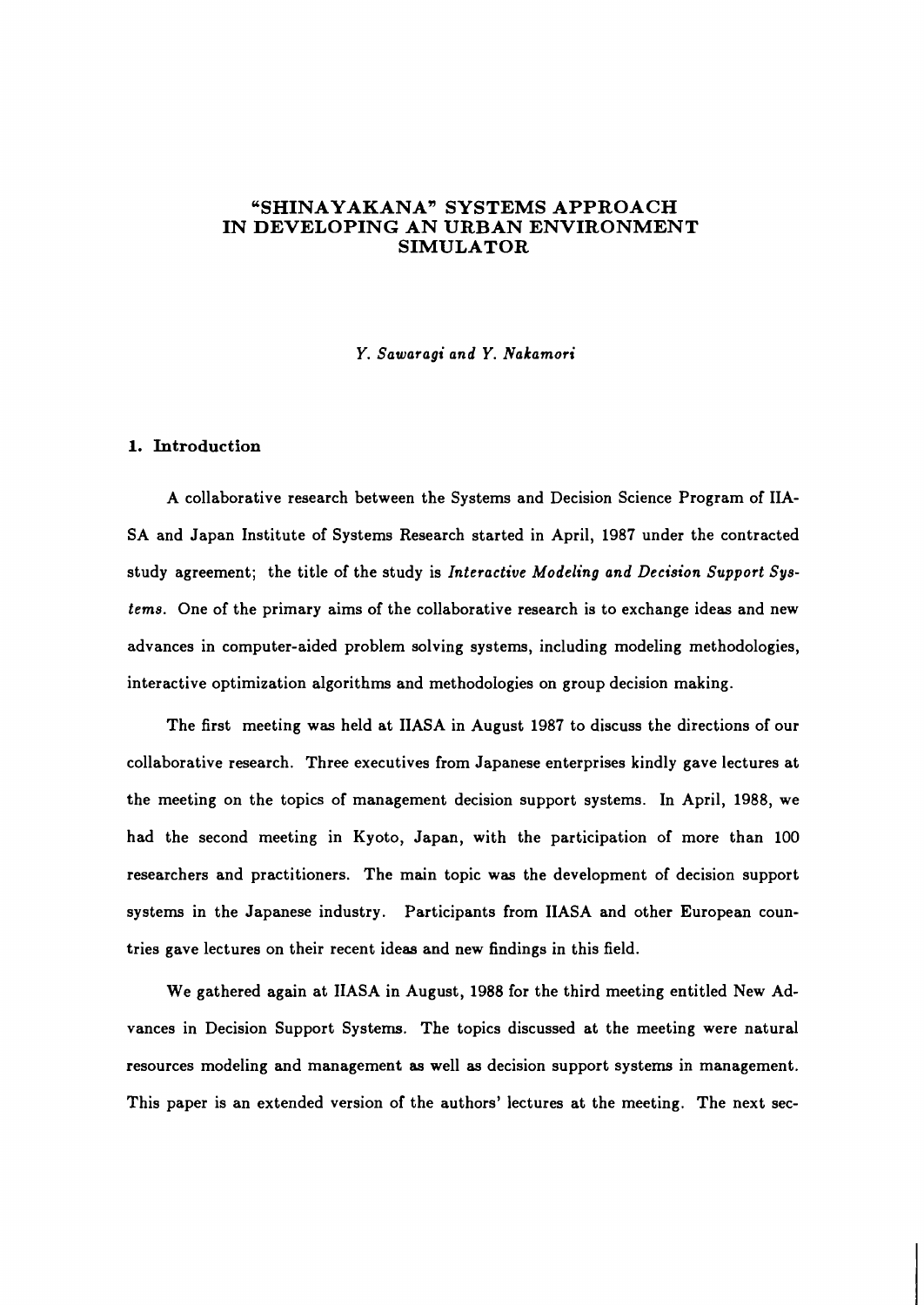# "SHINAYAKANA" SYSTEMS APPROACH IN DEVELOPING AN URBAN ENVIRONMENT SIMULATOR

*Y. Sawaragi and Y. Nakamori*

## 1. Introduction

A collaborative research between the Systems and Decision Science Program of IIASA and Japan Institute of Systems Research started in April, 1987 under the contracted study agreement; the title of the study is *Interactive Modeling and Decision Support Systems*. One of the primary aims of the collaborative research is to exchange ideas and new advances in computer-aided problem solving systems, including modeling methodologies, interactive optimization algorithms and methodologies on group decision making.

The first meeting was held at IIASA in August 1987 to discuss the directions of our collaborative research. Three executives from Japanese enterprises kindly gave lectures at the meeting on the topics of management decision support systems. In April, 1988, we had the second meeting in Kyoto, Japan, with the participation of more than 100 researchers and practitioners. The main topic was the development of decision support systems in the Japanese industry. Participants from IIASA and other European countries gave lectures on their recent ideas and new findings in this field.

We gathered again at IIASA in August, 1988 for the third meeting entitled New Advances in Decision Support Systems. The topics discussed at the meeting were natural resources modeling and management as well as decision support systems in management. This paper is an extended version of the authors' lectures at the meeting. The next sec-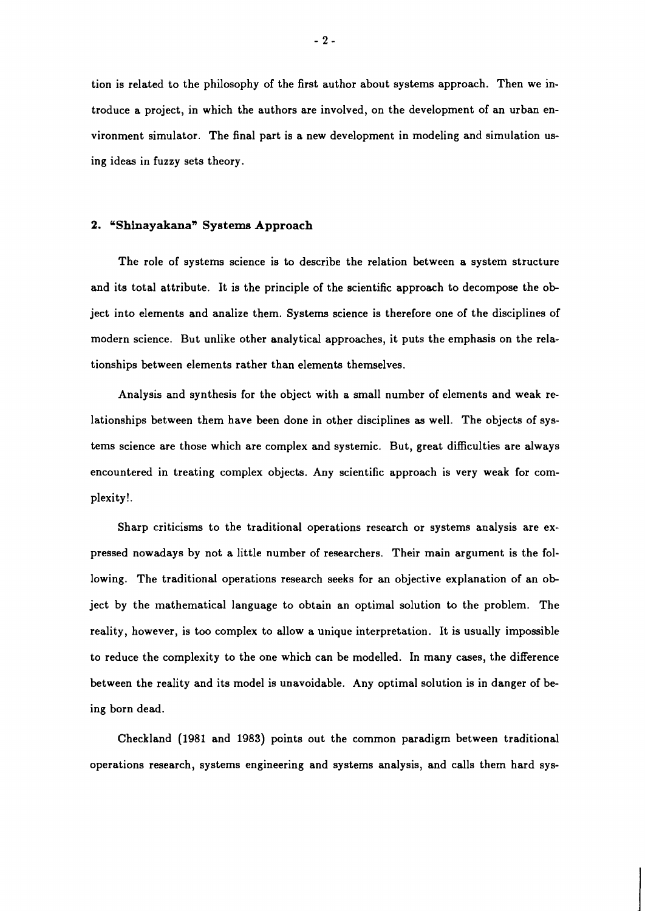tion is related to the philosophy of the first author about systems approach. Then we introduce a project, in which the authors are involved, on the development of an urban environment simulator. The final part is a new development in modeling and simulation using ideas in fuzzy sets theory.

## 2. "Shinayakana" Systems Approach

The role of systems science is to describe the relation between a system structure and its total attribute. It is the principle of the scientific approach to decompose the object into elements and analize them. Systems science is therefore one of the disciplines of modern science. But unlike other analytical approaches, it puts the emphasis on the relationships between elements rather than elements themselves.

Analysis and synthesis for the object with a small number of elements and weak relationships between them have been done in other disciplines as well. The objects of systems science are those which are complex and systemic. But, great difficulties are always encountered in treating complex objects. Any scientific approach is very weak for complexity!.

Sharp criticisms to the traditional operations research or systems analysis are expressed nowadays by not a little number of researchers. Their main argument is the following. The traditional operations research seeks for an objective explanation of an object by the mathematical language to obtain an optimal solution to the problem. The reality, however, is too complex to allow a unique interpretation. It is usually impossible to reduce the complexity to the one which can be modelled. In many cases, the difference between the reality and its model is unavoidable. Any optimal solution is in danger of being born dead.

Checkland (1981 and 1983) points out the common paradigm between traditional operations research, systems engineering and systems analysis, and calls them hard sys-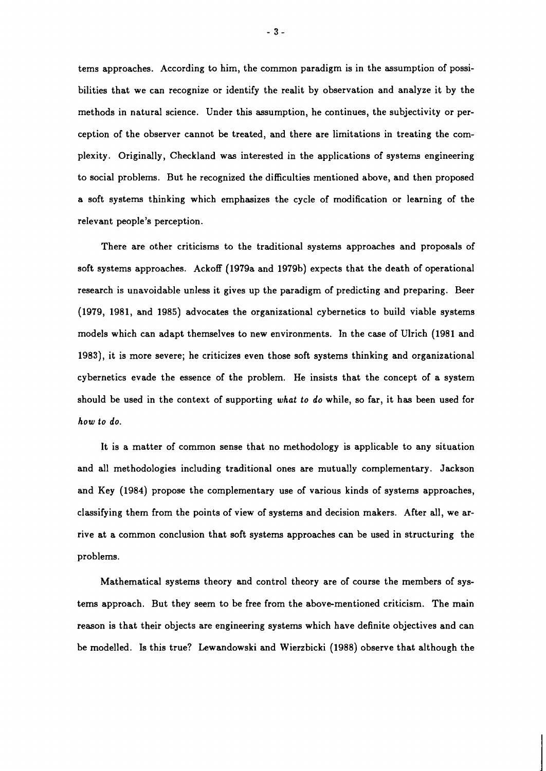tems approaches. According to him, the common paradigm is in the assumption of possibilities that we can recognize or identify the realit by observation and analyze it by the methods in natural science. Under this assumption, he continues, the subjectivity or perception of the observer cannot be treated, and there are limitations in treating the complexity. Originally, Checkland was interested in the applications of systems engineering to social problems. But he recognized the difficulties mentioned above, and then proposed a soft systems thinking which emphasizes the cycle of modification or learning of the relevant people's perception.

There are other criticisms to the traditional systems approaches and proposals of soft systems approaches. Ackoff (1979a and 1979b) expects that the death of operational research is unavoidable unless it gives up the paradigm of predicting and preparing. Beer (1979, 1981, and 1985) advocates the organizational cybernetics to build viable systems models which can adapt themselves to new environments. In the case of Ulrich (1981 and 1983), it is more severe; he criticizes even those soft systems thinking and organizational cybernetics evade the essence of the problem. He insists that the concept of a system should be used in the context of supporting *what to do* while, so far, it has been used for *how to do*.

It is a matter of common sense that no methodology is applicable to any situation and all methodologies including traditional ones are mutually complementary. Jackson and Key (1984) propose the complementary use of various kinds of systems approaches, classifying them from the points of view of systems and decision makers. After all, we arrive at a common conclusion that soft systems approaches can be used in structuring the problems.

Mathematical systems theory and control theory are of course the members of systems approach. But they seem to be free from the above-mentioned criticism. The main reason is that their objects are engineering systems which have definite objectives and can be modelled. Is this true? Lewandowski and Wierzbicki (1988) observe that although the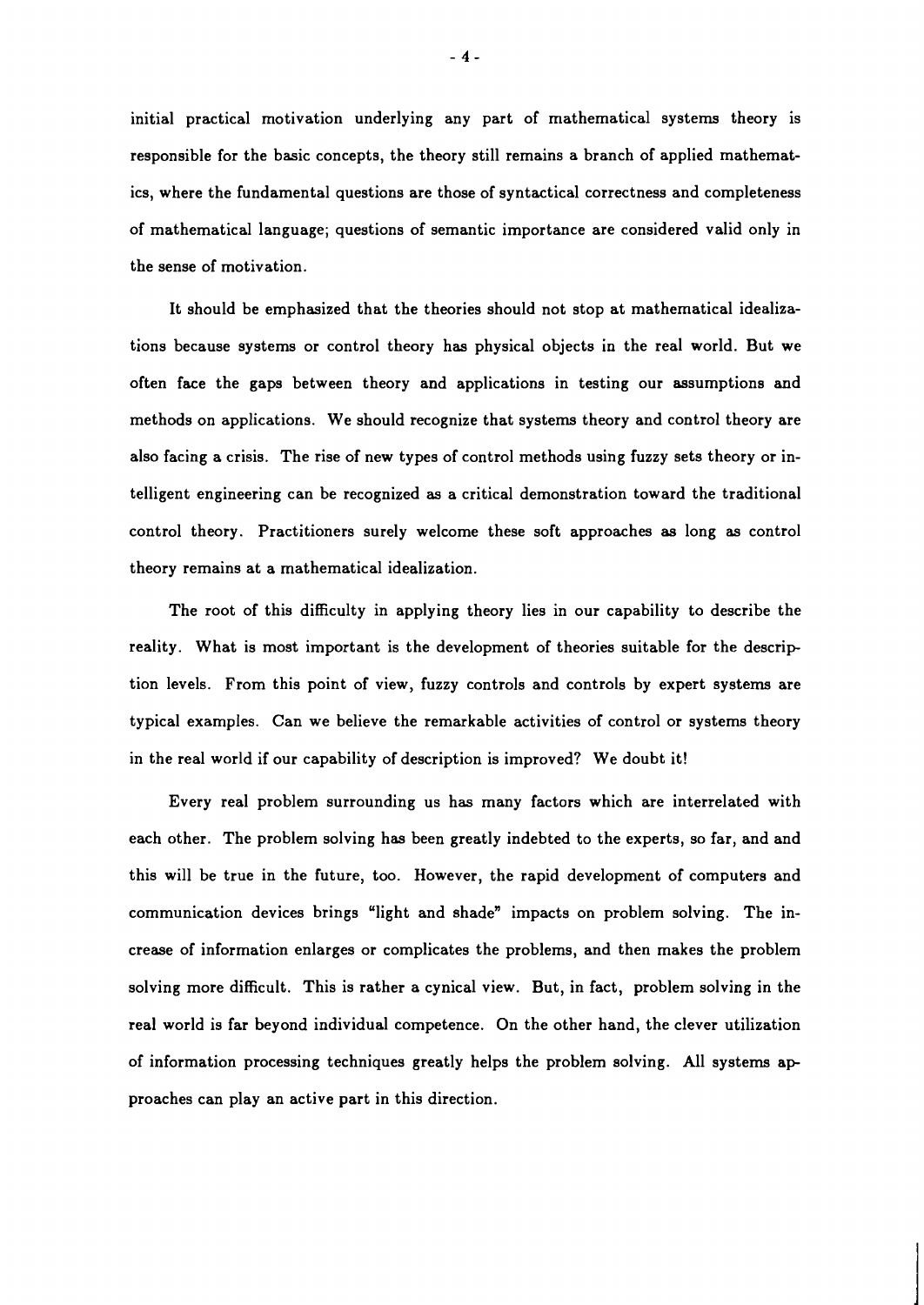initial practical motivation underlying any part of mathematical systems theory is responsible for the basic concepts, the theory still remains a branch of applied mathematics, where the fundamental questions are those of syntactical correctness and completeness of mathematical language; questions of semantic importance are considered valid only in the sense of motivation.

It should be emphasized that the theories should not stop at mathematical idealizations because systems or control theory has physical objects in the real world. But we often face the gaps between theory and applications in testing our assumptions and methods on applications. We should recognize that systems theory and control theory are also facing a crisis. The rise of new types of control methods using fuzzy sets theory or intelligent engineering can be recognized as a critical demonstration toward the traditional control theory. Practitioners surely welcome these soft approaches as long as control theory remains at a mathematical idealization.

The root of this difficulty in applying theory lies in our capability to describe the reality. What is most important is the development of theories suitable for the description levels. From this point of view, fuzzy controls and controls by expert systems are typical examples. Can we believe the remarkable activities of control or systems theory in the real world if our capability of description is improved? We doubt it!

Every real problem surrounding us has many factors which are interrelated with each other. The problem solving has been greatly indebted to the experts, so far, and and this will be true in the future, too. However, the rapid development of computers and communication devices brings "light and shade" impacts on problem solving. The increase of information enlarges or complicates the problems, and then makes the problem solving more difficult. This is rather a cynical view. But, in fact, problem solving in the real world is far beyond individual competence. On the other hand, the clever utilization of information processing techniques greatly helps the problem solving. All systems approaches can play an active part in this direction.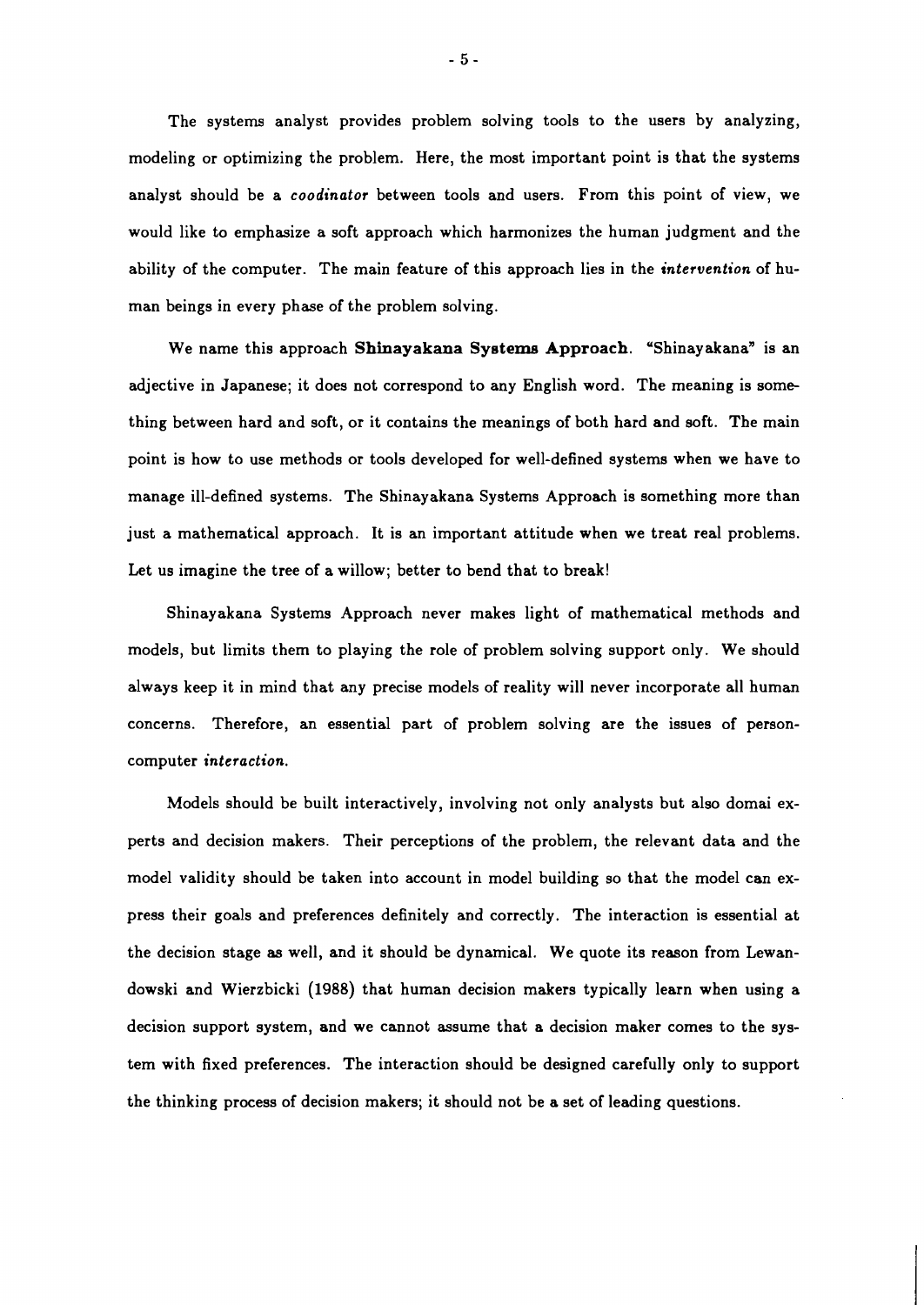The systems analyst provides problem solving tools to the users by analyzing, modeling or optimizing the problem. Here, the most important point is that the systems analyst should be a *coodinator* between tools and users. From this point of view, we would like to emphasize a soft approach which harmonizes the human judgment and the ability of the computer. The main feature of this approach lies in the *intervention* of human beings in every phase of the problem solving.

We name this approach **Shinayakana Systems Approach**. "Shinayakana" is an adjective in Japanese; it does not correspond to any English word. The meaning is something between hard and soft, or it contains the meanings of both hard and soft. The main point is how to use methods or tools developed for well-defined systems when we have to manage ill-defined systems. The Shinayakana Systems Approach is something more than just a mathematical approach. It is an important attitude when we treat real problems. Let us imagine the tree of a willow; better to bend that to break!

Shinayakana Systems Approach never makes light of mathematical methods and models, but limits them to playing the role of problem solving support only. We should always keep it in mind that any precise models of reality will never incorporate all human concerns. Therefore, an essential part of problem solving are the issues of person-computer *interaction*.

Models should be built interactively, involving not only analysts but also domai experts and decision makers. Their perceptions of the problem, the relevant data and the model validity should be taken into account in model building so that the model can express their goals and preferences definitely and correctly. The interaction is essential at the decision stage as well, and it should be dynamical. We quote its reason from Lewandowski and Wierzbicki (1988) that human decision makers typically learn when using a decision support system, and we cannot assume that a decision maker comes to the system with fixed preferences. The interaction should be designed carefully only to support the thinking process of decision makers; it should not be a set of leading questions.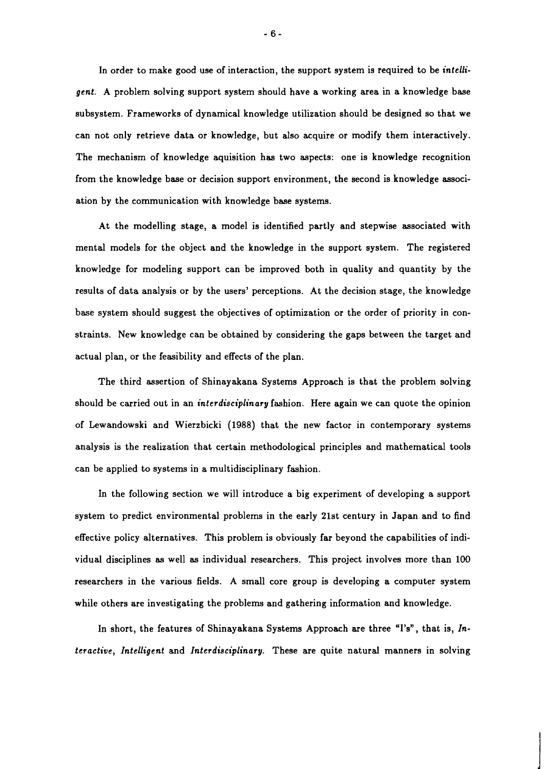In order to make good use of interaction, the support system is required to be *intelligent*. A problem solving support system should have a working area in a knowledge base subsystem. Frameworks of dynamical knowledge utilization should be designed so that we can not only retrieve data or knowledge, but also acquire or modify them interactively. The mechanism of knowledge aquisition has two aspects: one is knowledge recognition from the knowledge base or decision support environment, the second is knowledge association by the communication with knowledge base systems.

At the modelling stage, a model is identified partly and stepwise associated with mental models for the object and the knowledge in the support system. The registered knowledge for modeling support can be improved both in quality and quantity by the results of data analysis or by the users' perceptions. At the decision stage, the knowledge base system should suggest the objectives of optimization or the order of priority in constraints. New knowledge can be obtained by considering the gaps between the target and actual plan, or the feasibility and effects of the plan.

The third assertion of Shinayakana Systems Approach is that the problem solving should be carried out in an *interdisciplinary* fashion. Here again we can quote the opinion of Lewandowski and Wierzbicki (1988) that the new factor in contemporary systems analysis is the realization that certain methodological principles and mathematical tools can be applied to systems in a multidisciplinary fashion.

In the following section we will introduce a big experiment of developing a support system to predict environmental problems in the early 21st century in Japan and to find effective policy alternatives. This problem is obviously far beyond the capabilities of individual disciplines as well as individual researchers. This project involves more than 100 researchers in the various fields. A small core group is developing a computer system while others are investigating the problems and gathering information and knowledge.

In short, the features of Shinayakana Systems Approach are three "I's", that is, *Interactive*, *Intelligent* and *Interdisciplinary*. These are quite natural manners in solving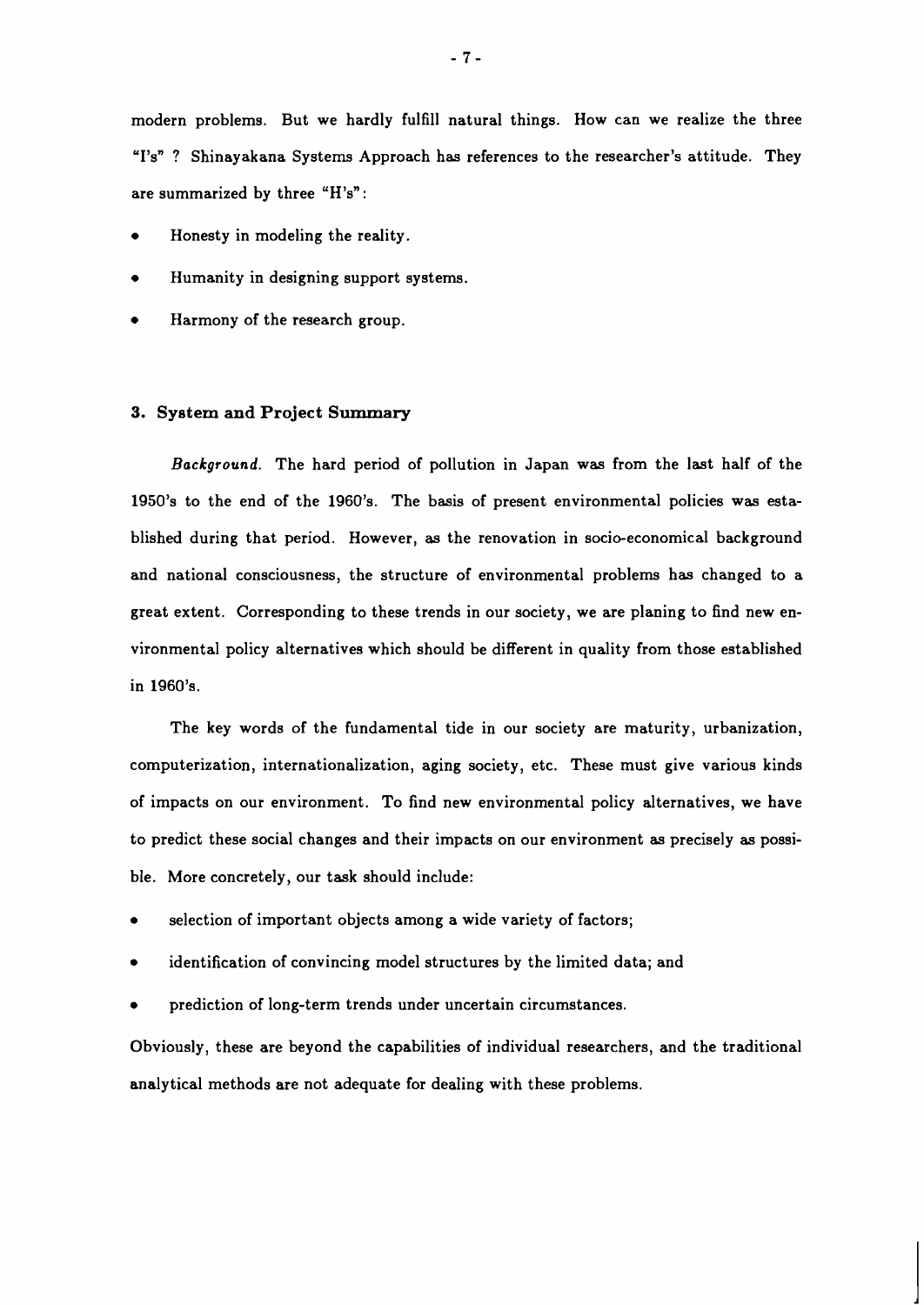modern problems. But we hardly fulfill natural things. How can we realize the three "I's" ? Shinayakana Systems Approach has references to the researcher's attitude. They are summarized by three "H's":

- Honesty in modeling the reality.
- Humanity in designing support systems.
- Harmony of the research group.

### 3. System and Project Summary

*Background.* The hard period of pollution in Japan was from the last half of the 1950's to the end of the 1960's. The basis of present environmental policies was established during that period. However, as the renovation in socio-economical background and national consciousness, the structure of environmental problems has changed to a great extent. Corresponding to these trends in our society, we are planing to find new environmental policy alternatives which should be different in quality from those established in 1960's.

The key words of the fundamental tide in our society are maturity, urbanization, computerization, internationalization, aging society, etc. These must give various kinds of impacts on our environment. To find new environmental policy alternatives, we have to predict these social changes and their impacts on our environment as precisely as possible. More concretely, our task should include:

- selection of important objects among a wide variety of factors;
- identification of convincing model structures by the limited data; and
- prediction of long-term trends under uncertain circumstances.

Obviously, these are beyond the capabilities of individual researchers, and the traditional analytical methods are not adequate for dealing with these problems.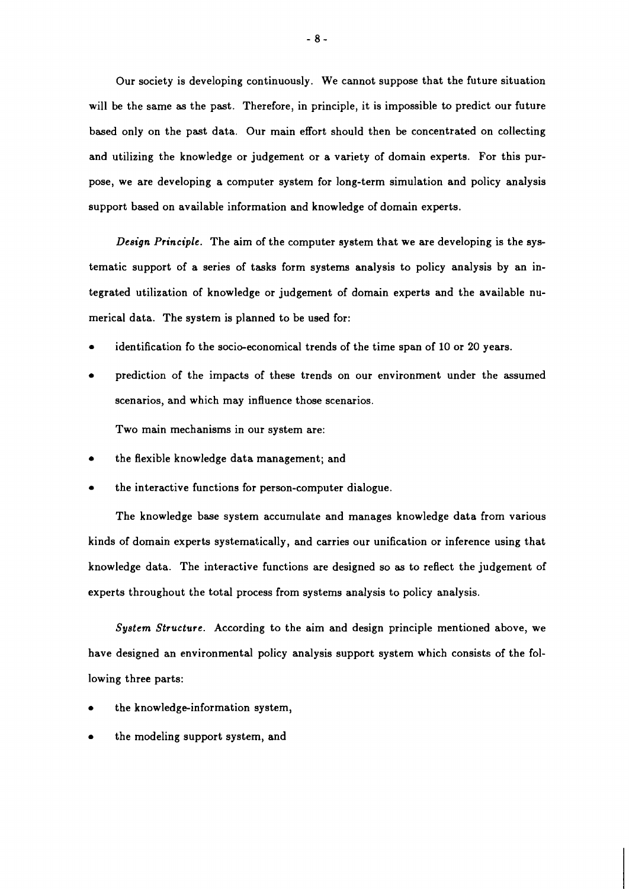Our society is developing continuously. We cannot suppose that the future situation will be the same as the past. Therefore, in principle, it is impossible to predict our future based only on the past data. Our main effort should then be concentrated on collecting and utilizing the knowledge or judgement or a variety of domain experts. For this purpose, we are developing a computer system for long-term simulation and policy analysis support based on available information and knowledge of domain experts.

*Design Principle.* The aim of the computer system that we are developing is the systematic support of a series of tasks form systems analysis to policy analysis by an integrated utilization of knowledge or judgement of domain experts and the available numerical data. The system is planned to be used for:

- identification fo the socio-economical trends of the time span of 10 or 20 years.
- prediction of the impacts of these trends on our environment under the assumed scenarios, and which may influence those scenarios.

Two main mechanisms in our system are:

- the flexible knowledge data management; and
- the interactive functions for person-computer dialogue.

The knowledge base system accumulate and manages knowledge data from various kinds of domain experts systematically, and carries our unification or inference using that knowledge data. The interactive functions are designed so as to reflect the judgement of experts throughout the total process from systems analysis to policy analysis.

*System Structure.* According to the aim and design principle mentioned above, we have designed an environmental policy analysis support system which consists of the following three parts:

- the knowledge-information system,
- the modeling support system, and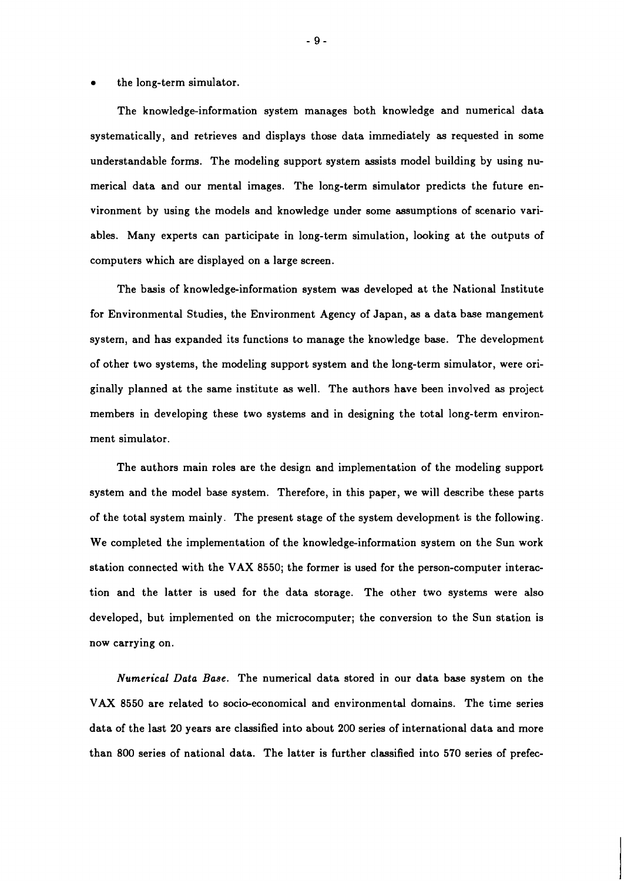- the long-term simulator.

The knowledge-information system manages both knowledge and numerical data systematically, and retrieves and displays those data immediately as requested in some understandable forms. The modeling support system assists model building by using numerical data and our mental images. The long-term simulator predicts the future environment by using the models and knowledge under some assumptions of scenario variables. Many experts can participate in long-term simulation, looking at the outputs of computers which are displayed on a large screen.

The basis of knowledge-information system was developed at the National Institute for Environmental Studies, the Environment Agency of Japan, as a data base mangement system, and has expanded its functions to manage the knowledge base. The development of other two systems, the modeling support system and the long-term simulator, were originally planned at the same institute as well. The authors have been involved as project members in developing these two systems and in designing the total long-term environment simulator.

The authors main roles are the design and implementation of the modeling support system and the model base system. Therefore, in this paper, we will describe these parts of the total system mainly. The present stage of the system development is the following. We completed the implementation of the knowledge-information system on the Sun work station connected with the VAX 8550; the former is used for the person-computer interaction and the latter is used for the data storage. The other two systems were also developed, but implemented on the microcomputer; the conversion to the Sun station is now carrying on.

*Numerical Data Base.* The numerical data stored in our data base system on the VAX 8550 are related to socio-economical and environmental domains. The time series data of the last 20 years are classified into about 200 series of international data and more than 800 series of national data. The latter is further classified into 570 series of prefec-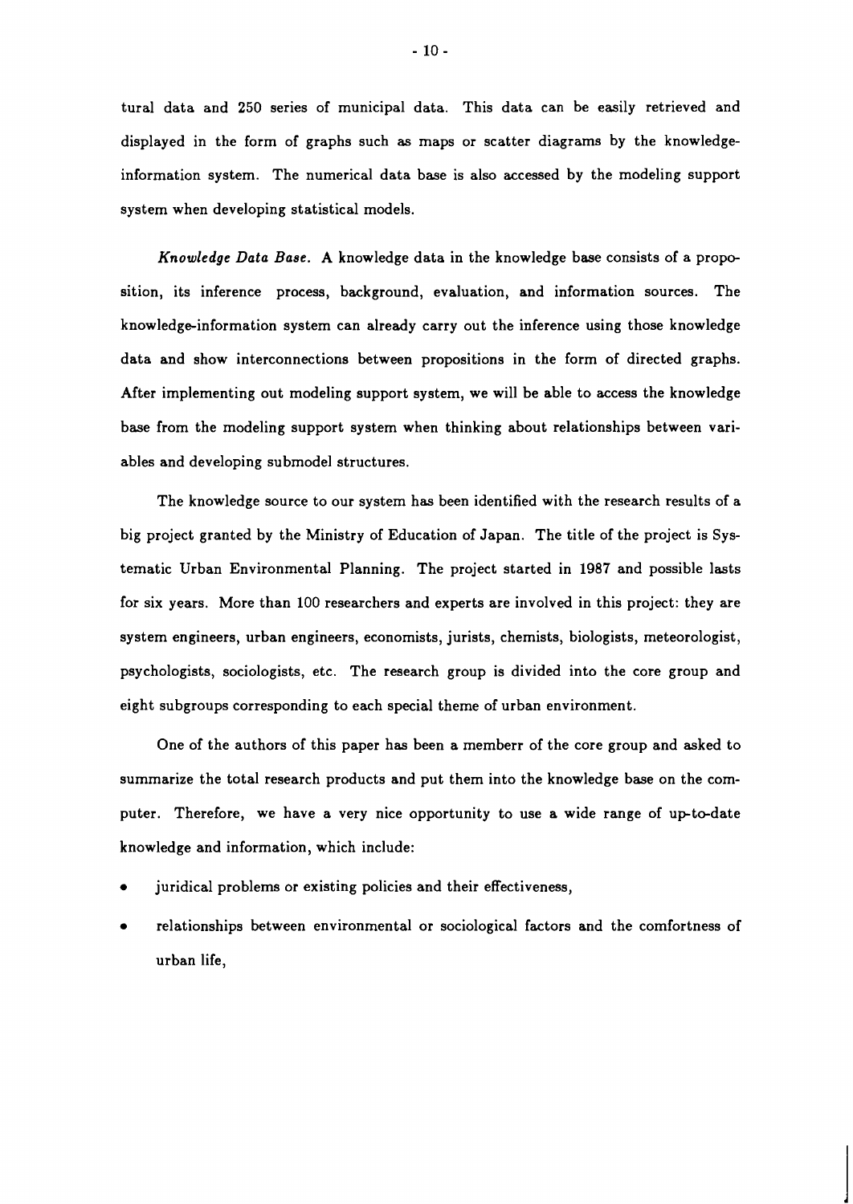tural data and 250 series of municipal data. This data can be easily retrieved and displayed in the form of graphs such as maps or scatter diagrams by the knowledge-information system. The numerical data base is also accessed by the modeling support system when developing statistical models.

*Knowledge Data Base.* A knowledge data in the knowledge base consists of a proposition, its inference process, background, evaluation, and information sources. The knowledge-information system can already carry out the inference using those knowledge data and show interconnections between propositions in the form of directed graphs. After implementing out modeling support system, we will be able to access the knowledge base from the modeling support system when thinking about relationships between variables and developing submodel structures.

The knowledge source to our system has been identified with the research results of a big project granted by the Ministry of Education of Japan. The title of the project is Systematic Urban Environmental Planning. The project started in 1987 and possible lasts for six years. More than 100 researchers and experts are involved in this project: they are system engineers, urban engineers, economists, jurists, chemists, biologists, meteorologist, psychologists, sociologists, etc. The research group is divided into the core group and eight subgroups corresponding to each special theme of urban environment.

One of the authors of this paper has been a memberr of the core group and asked to summarize the total research products and put them into the knowledge base on the computer. Therefore, we have a very nice opportunity to use a wide range of up-to-date knowledge and information, which include:

- juridical problems or existing policies and their effectiveness,
- relationships between environmental or sociological factors and the comfortness of urban life,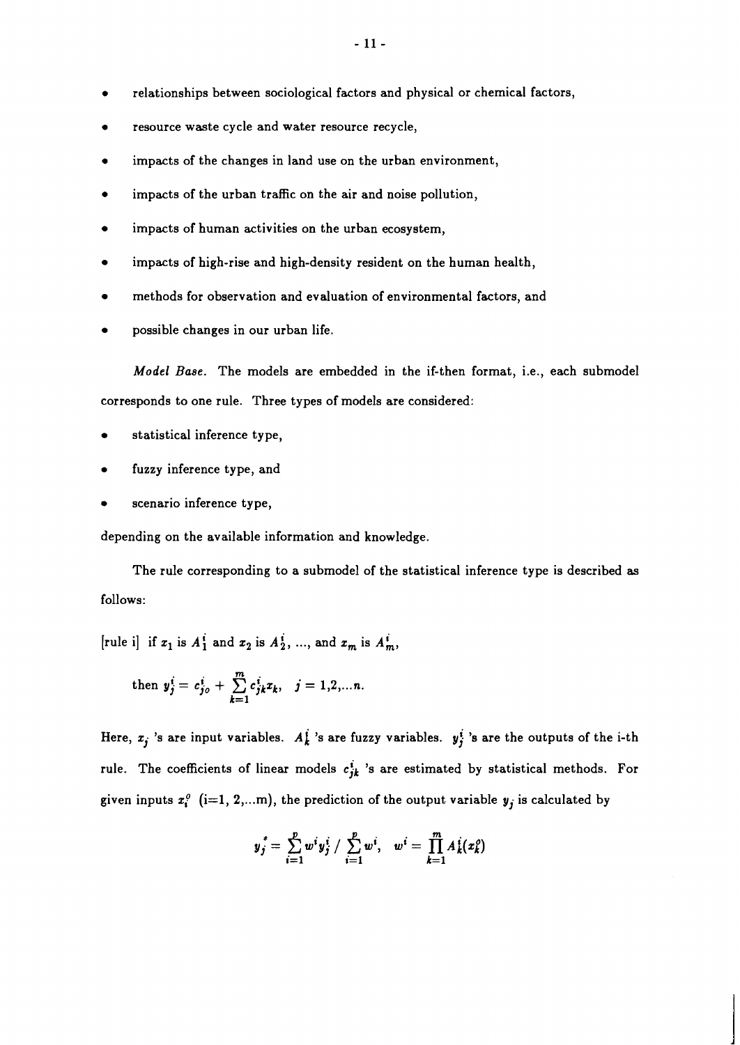- relationships between sociological factors and physical or chemical factors,
- resource waste cycle and water resource recycle,
- impacts of the changes in land use on the urban environment,
- impacts of the urban traffic on the air and noise pollution,
- impacts of human activities on the urban ecosystem,
- impacts of high-rise and high-density resident on the human health,
- methods for observation and evaluation of environmental factors, and
- possible changes in our urban life.

*Model Base.* The models are embedded in the if-then format, i.e., each submodel corresponds to one rule. Three types of models are considered:

- statistical inference type,
- fuzzy inference type, and
- scenario inference type,

depending on the available information and knowledge.

The rule corresponding to a submodel of the statistical inference type is described as follows:

[rule i] if $x_1$ is $A_1^i$ and $x_2$ is $A_2^i$, ..., and $x_m$ is $A_m^i$,

$$\text{then } y_j^i = c_{jo}^i + \sum_{k=1}^{m} c_{jk}^i x_k, \quad j = 1,2,...n.$$

Here, $x_j$ 's are input variables. $A_k^i$ 's are fuzzy variables. $y_j^i$ 's are the outputs of the i-th rule. The coefficients of linear models $c_{jk}^i$ 's are estimated by statistical methods. For given inputs $x_i^o$ (i=1, 2,...m), the prediction of the output variable $y_j$ is calculated by

$$y_j^* = \sum_{i=1}^{p} w^i y_j^i \,/\, \sum_{i=1}^{p} w^i, \quad w^i = \prod_{k=1}^{m} A_k^i(x_k^o)$$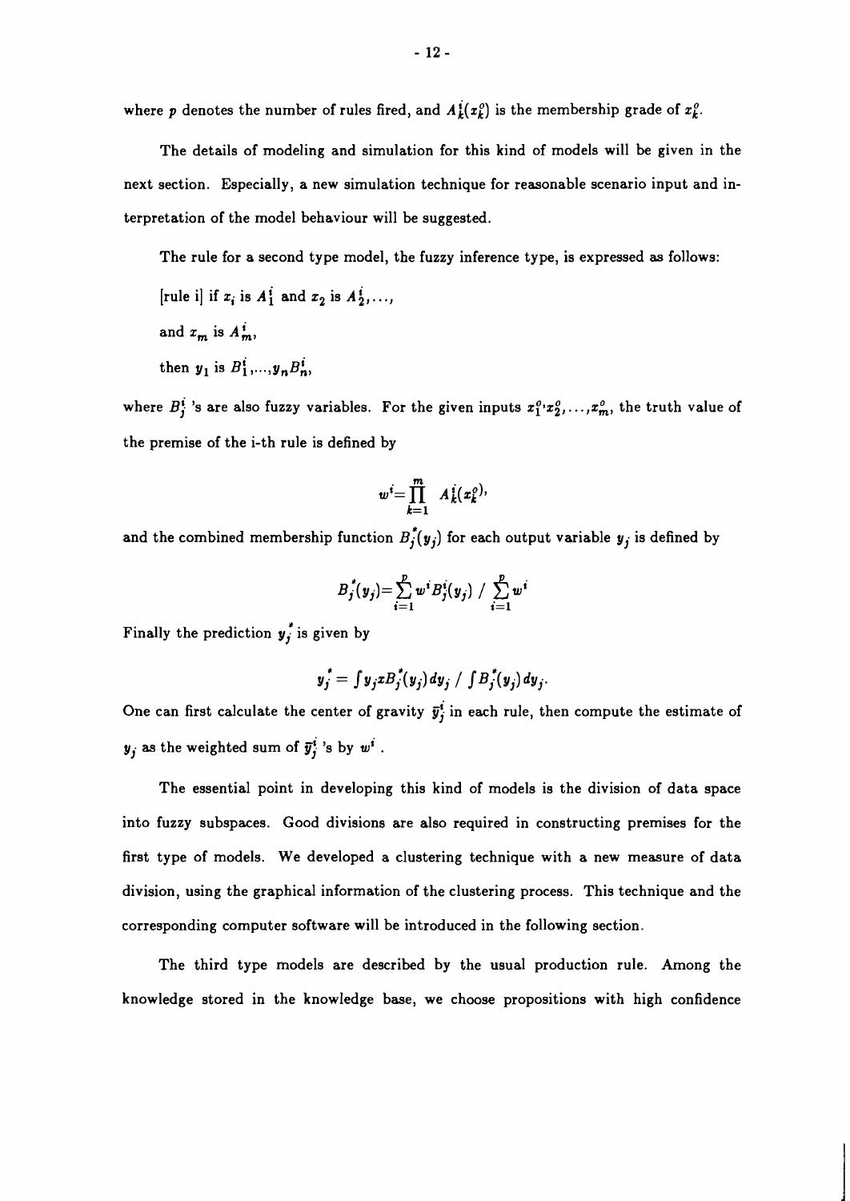where $p$ denotes the number of rules fired, and $A_k^i(x_k^o)$ is the membership grade of $x_k^o$.

The details of modeling and simulation for this kind of models will be given in the next section. Especially, a new simulation technique for reasonable scenario input and interpretation of the model behaviour will be suggested.

The rule for a second type model, the fuzzy inference type, is expressed as follows:

[rule i] if $x_i$ is $A_1^i$ and $x_2$ is $A_2^i, \ldots,$

and $x_m$ is $A_m^i$,

then $y_1$ is $B_1^i, \ldots, y_n B_n^i$,

where $B_j^i$ 's are also fuzzy variables. For the given inputs $x_1^o, x_2^o, \ldots, x_m^o$, the truth value of the premise of the i-th rule is defined by

$$w^i = \prod_{k=1}^{m} A_k^i(x_k^o),$$

and the combined membership function $B_j^*(y_j)$ for each output variable $y_j$ is defined by

$$B_j^*(y_j) = \sum_{i=1}^{p} w^i B_j^i(y_j) \;/\; \sum_{i=1}^{p} w^i$$

Finally the prediction $y_j^*$ is given by

$$y_j^* = \int y_j x B_j^*(y_j)\, dy_j \;/\; \int B_j^*(y_j)\, dy_j.$$

One can first calculate the center of gravity $\bar{y}_j^i$ in each rule, then compute the estimate of $y_j$ as the weighted sum of $\bar{y}_j^i$ 's by $w^i$ .

The essential point in developing this kind of models is the division of data space into fuzzy subspaces. Good divisions are also required in constructing premises for the first type of models. We developed a clustering technique with a new measure of data division, using the graphical information of the clustering process. This technique and the corresponding computer software will be introduced in the following section.

The third type models are described by the usual production rule. Among the knowledge stored in the knowledge base, we choose propositions with high confidence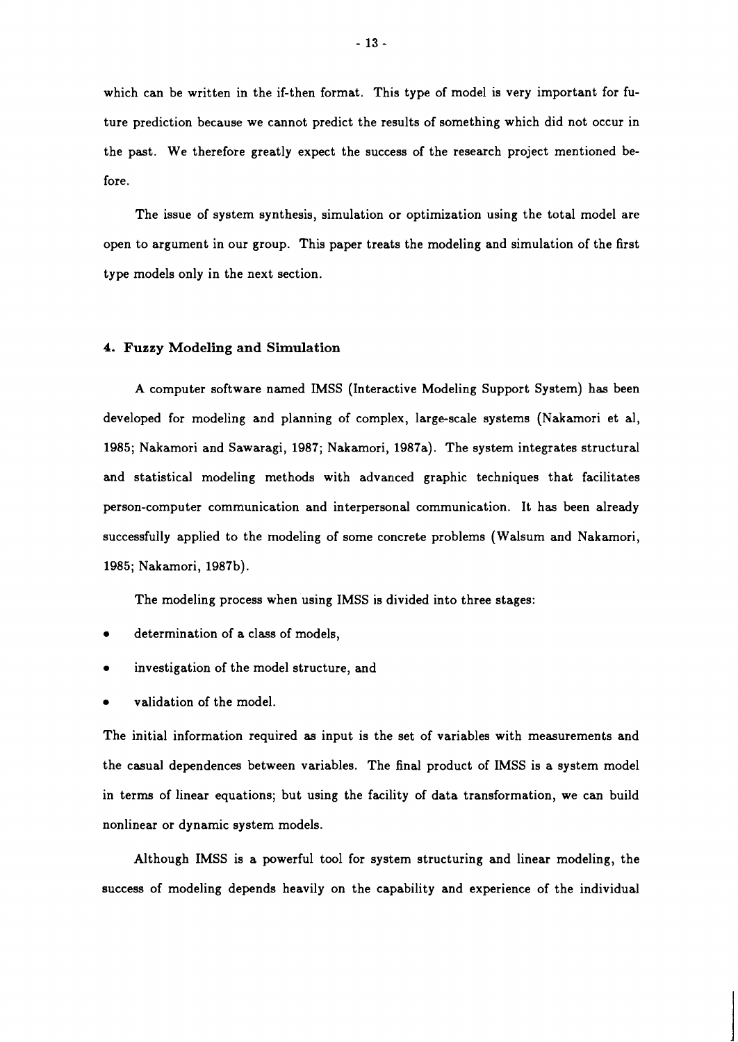which can be written in the if-then format. This type of model is very important for future prediction because we cannot predict the results of something which did not occur in the past. We therefore greatly expect the success of the research project mentioned before.

The issue of system synthesis, simulation or optimization using the total model are open to argument in our group. This paper treats the modeling and simulation of the first type models only in the next section.

## 4. Fuzzy Modeling and Simulation

A computer software named IMSS (Interactive Modeling Support System) has been developed for modeling and planning of complex, large-scale systems (Nakamori et al, 1985; Nakamori and Sawaragi, 1987; Nakamori, 1987a). The system integrates structural and statistical modeling methods with advanced graphic techniques that facilitates person-computer communication and interpersonal communication. It has been already successfully applied to the modeling of some concrete problems (Walsum and Nakamori, 1985; Nakamori, 1987b).

The modeling process when using IMSS is divided into three stages:

- determination of a class of models,
- investigation of the model structure, and
- validation of the model.

The initial information required as input is the set of variables with measurements and the casual dependences between variables. The final product of IMSS is a system model in terms of linear equations; but using the facility of data transformation, we can build nonlinear or dynamic system models.

Although IMSS is a powerful tool for system structuring and linear modeling, the success of modeling depends heavily on the capability and experience of the individual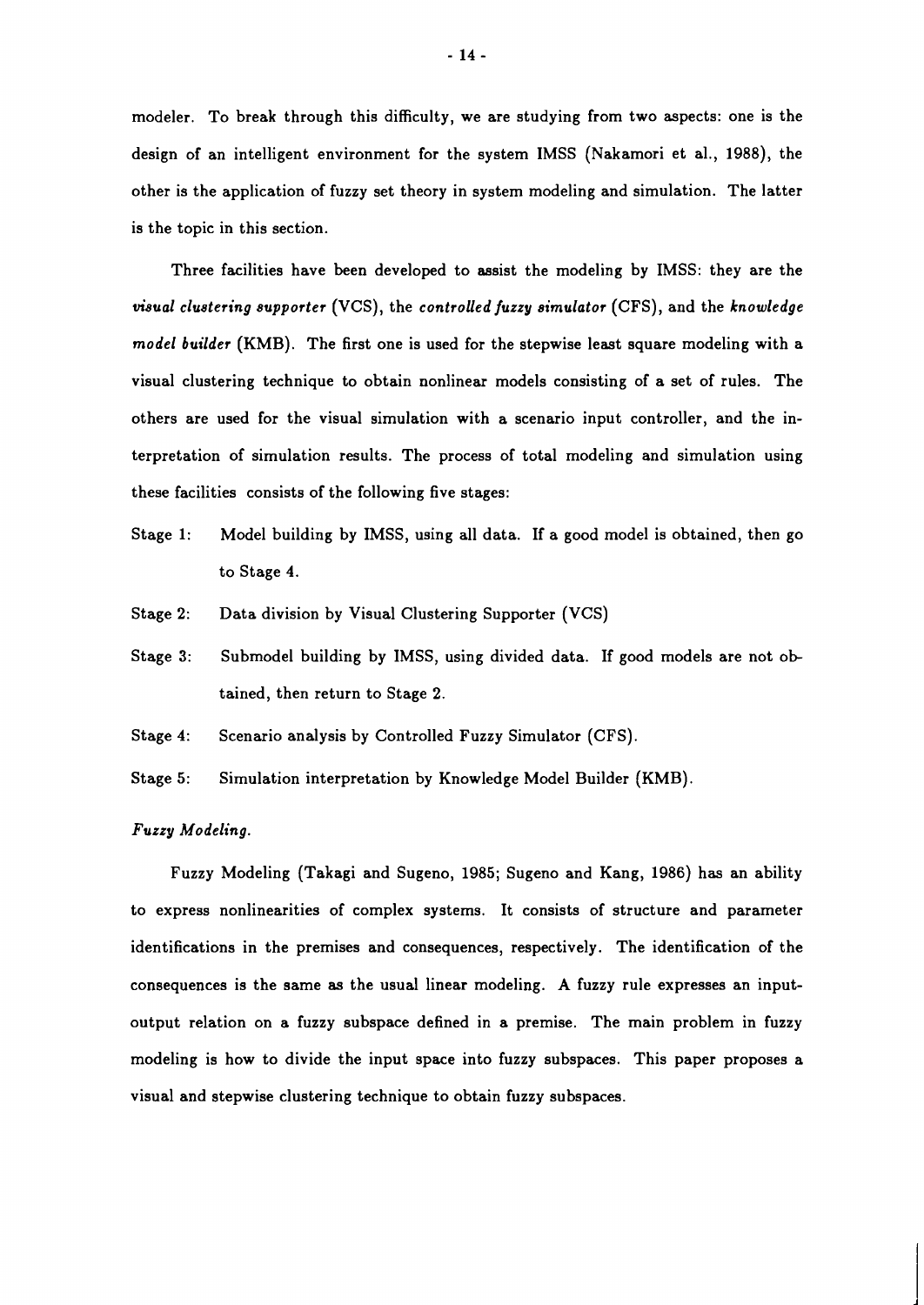modeler. To break through this difficulty, we are studying from two aspects: one is the design of an intelligent environment for the system IMSS (Nakamori et al., 1988), the other is the application of fuzzy set theory in system modeling and simulation. The latter is the topic in this section.

Three facilities have been developed to assist the modeling by IMSS: they are the *visual clustering supporter* (VCS), the *controlled fuzzy simulator* (CFS), and the *knowledge model builder* (KMB). The first one is used for the stepwise least square modeling with a visual clustering technique to obtain nonlinear models consisting of a set of rules. The others are used for the visual simulation with a scenario input controller, and the interpretation of simulation results. The process of total modeling and simulation using these facilities consists of the following five stages:

- Stage 1: Model building by IMSS, using all data. If a good model is obtained, then go to Stage 4.
- Stage 2: Data division by Visual Clustering Supporter (VCS)
- Stage 3: Submodel building by IMSS, using divided data. If good models are not obtained, then return to Stage 2.
- Stage 4: Scenario analysis by Controlled Fuzzy Simulator (CFS).
- Stage 5: Simulation interpretation by Knowledge Model Builder (KMB).

*Fuzzy Modeling.*

Fuzzy Modeling (Takagi and Sugeno, 1985; Sugeno and Kang, 1986) has an ability to express nonlinearities of complex systems. It consists of structure and parameter identifications in the premises and consequences, respectively. The identification of the consequences is the same as the usual linear modeling. A fuzzy rule expresses an input-output relation on a fuzzy subspace defined in a premise. The main problem in fuzzy modeling is how to divide the input space into fuzzy subspaces. This paper proposes a visual and stepwise clustering technique to obtain fuzzy subspaces.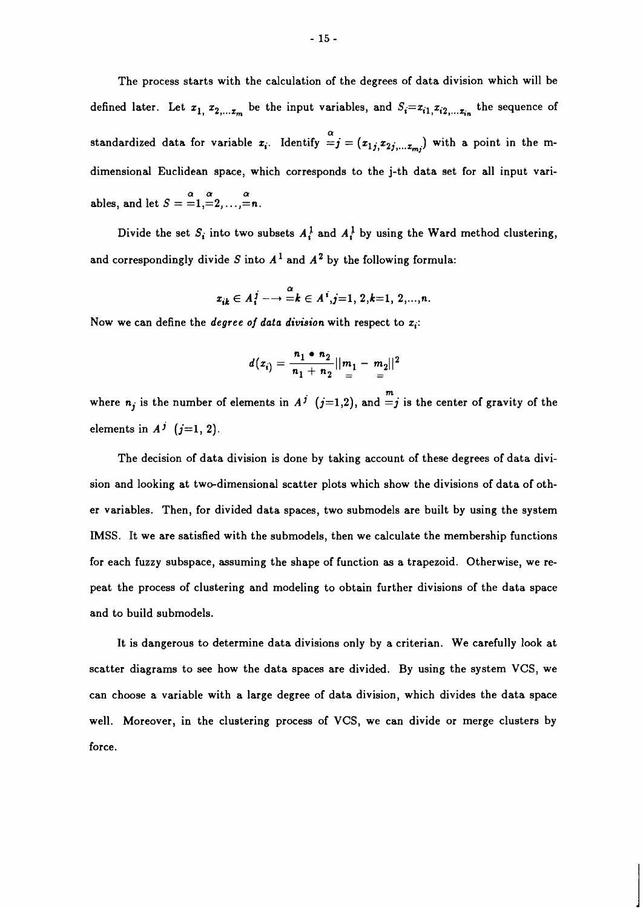The process starts with the calculation of the degrees of data division which will be defined later. Let $x_1, x_{2,\ldots} x_m$ be the input variables, and $S_i = x_{i1}, x_{i2,\ldots} x_{in}$ the sequence of standardized data for variable $x_i$. Identify $\overset{\alpha}{=}j = (x_{1j}, x_{2j,\ldots} x_{mj})$ with a point in the m-dimensional Euclidean space, which corresponds to the j-th data set for all input variables, and let $S = \overset{\alpha}{=}1, \overset{\alpha}{=}2, \ldots, \overset{\alpha}{=}n$.

Divide the set $S_i$ into two subsets $A_i^1$ and $A_i^1$ by using the Ward method clustering, and correspondingly divide $S$ into $A^1$ and $A^2$ by the following formula:

$$x_{ik} \in A_i^j \longrightarrow \overset{\alpha}{=}k \in A^i, j=1,\ 2, k=1,\ 2, \ldots, n.$$

Now we can define the *degree of data division* with respect to $x_i$:

$$d(x_i) = \frac{n_1 \bullet n_2}{n_1 + n_2} ||\underset{=}{m_1} - \underset{=}{m_2}||^2$$

where $n_j$ is the number of elements in $A^j$ $(j=1,2)$, and $\overset{m}{=}j$ is the center of gravity of the elements in $A^j$ $(j=1,\ 2)$.

The decision of data division is done by taking account of these degrees of data division and looking at two-dimensional scatter plots which show the divisions of data of other variables. Then, for divided data spaces, two submodels are built by using the system IMSS. It we are satisfied with the submodels, then we calculate the membership functions for each fuzzy subspace, assuming the shape of function as a trapezoid. Otherwise, we repeat the process of clustering and modeling to obtain further divisions of the data space and to build submodels.

It is dangerous to determine data divisions only by a criterian. We carefully look at scatter diagrams to see how the data spaces are divided. By using the system VCS, we can choose a variable with a large degree of data division, which divides the data space well. Moreover, in the clustering process of VCS, we can divide or merge clusters by force.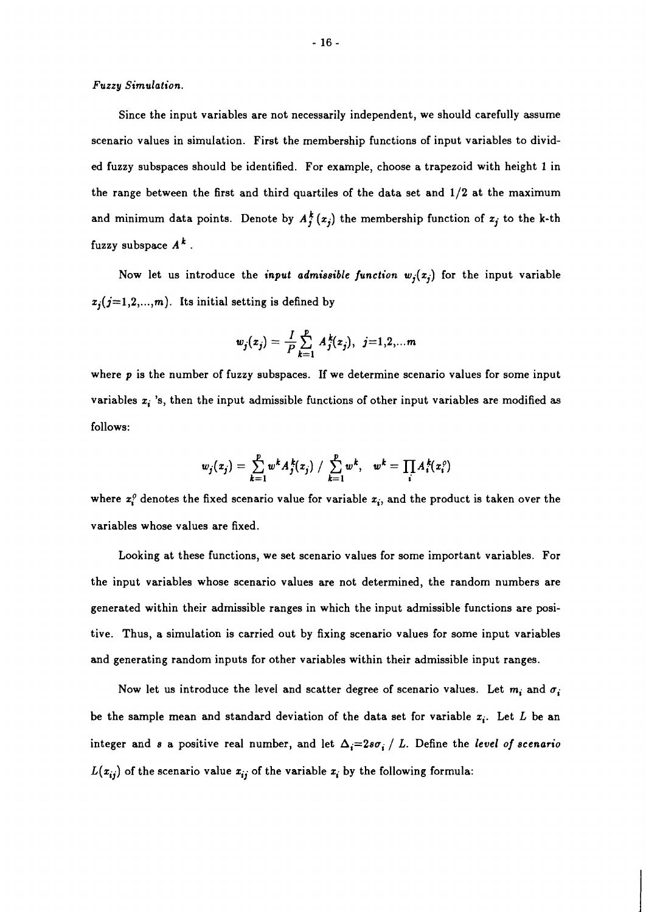*Fuzzy Simulation.*

Since the input variables are not necessarily independent, we should carefully assume scenario values in simulation. First the membership functions of input variables to divided fuzzy subspaces should be identified. For example, choose a trapezoid with height 1 in the range between the first and third quartiles of the data set and 1/2 at the maximum and minimum data points. Denote by $A_j^k(x_j)$ the membership function of $x_j$ to the k-th fuzzy subspace $A^k$.

Now let us introduce the *input admissible function* $w_j(x_j)$ for the input variable $x_j (j=1,2,...,m)$. Its initial setting is defined by

$$w_j(x_j) = \frac{I}{P} \sum_{k=1}^{p} A_j^k(x_j), \ \ j=1,2,...m$$

where $p$ is the number of fuzzy subspaces. If we determine scenario values for some input variables $x_i$ 's, then the input admissible functions of other input variables are modified as follows:

$$w_j(x_j) = \sum_{k=1}^{p} w^k A_j^k(x_j) \ / \ \sum_{k=1}^{p} w^k, \ \ \ w^k = \prod_i A_i^k(x_i^o)$$

where $x_i^o$ denotes the fixed scenario value for variable $x_i$, and the product is taken over the variables whose values are fixed.

Looking at these functions, we set scenario values for some important variables. For the input variables whose scenario values are not determined, the random numbers are generated within their admissible ranges in which the input admissible functions are positive. Thus, a simulation is carried out by fixing scenario values for some input variables and generating random inputs for other variables within their admissible input ranges.

Now let us introduce the level and scatter degree of scenario values. Let $m_i$ and $\sigma_i$ be the sample mean and standard deviation of the data set for variable $x_i$. Let $L$ be an integer and $s$ a positive real number, and let $\Delta_i = 2s\sigma_i \ / \ L$. Define the *level of scenario* $L(x_{ij})$ of the scenario value $x_{ij}$ of the variable $x_i$ by the following formula: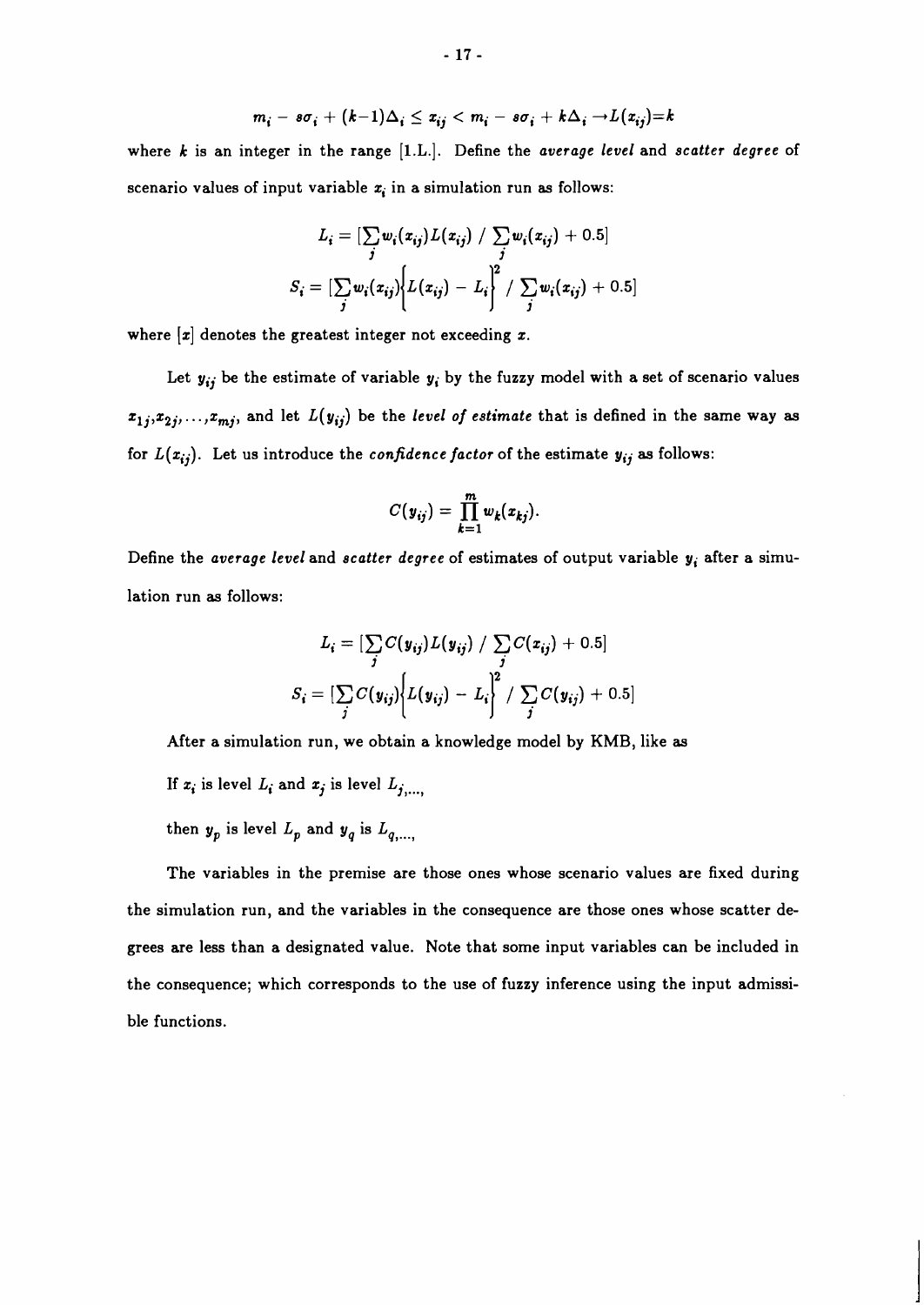$$m_i - s\sigma_i + (k-1)\Delta_i \le x_{ij} < m_i - s\sigma_i + k\Delta_i \rightarrow L(x_{ij})=k$$

where $k$ is an integer in the range [1.L.]. Define the *average level* and *scatter degree* of scenario values of input variable $x_i$ in a simulation run as follows:

$$L_i = [\sum_j w_i(x_{ij}) L(x_{ij}) \; / \; \sum_j w_i(x_{ij}) + 0.5]$$

$$S_i = [\sum_j w_i(x_{ij}) \left\{ L(x_{ij}) - L_i \right\}^2 \; / \; \sum_j w_i(x_{ij}) + 0.5]$$

where $[x]$ denotes the greatest integer not exceeding $x$.

Let $y_{ij}$ be the estimate of variable $y_i$ by the fuzzy model with a set of scenario values $x_{1j}, x_{2j}, \ldots, x_{mj}$, and let $L(y_{ij})$ be the *level of estimate* that is defined in the same way as for $L(x_{ij})$. Let us introduce the *confidence factor* of the estimate $y_{ij}$ as follows:

$$C(y_{ij}) = \prod_{k=1}^{m} w_k(x_{kj}).$$

Define the *average level* and *scatter degree* of estimates of output variable $y_i$ after a simulation run as follows:

$$L_i = [\sum_j C(y_{ij}) L(y_{ij}) \; / \; \sum_j C(x_{ij}) + 0.5]$$

$$S_i = [\sum_j C(y_{ij}) \left\{ L(y_{ij}) - L_i \right\}^2 \; / \; \sum_j C(y_{ij}) + 0.5]$$

After a simulation run, we obtain a knowledge model by KMB, like as

If $x_i$ is level $L_i$ and $x_j$ is level $L_{j,\ldots,}$

then $y_p$ is level $L_p$ and $y_q$ is $L_{q,\ldots,}$

The variables in the premise are those ones whose scenario values are fixed during the simulation run, and the variables in the consequence are those ones whose scatter degrees are less than a designated value. Note that some input variables can be included in the consequence; which corresponds to the use of fuzzy inference using the input admissible functions.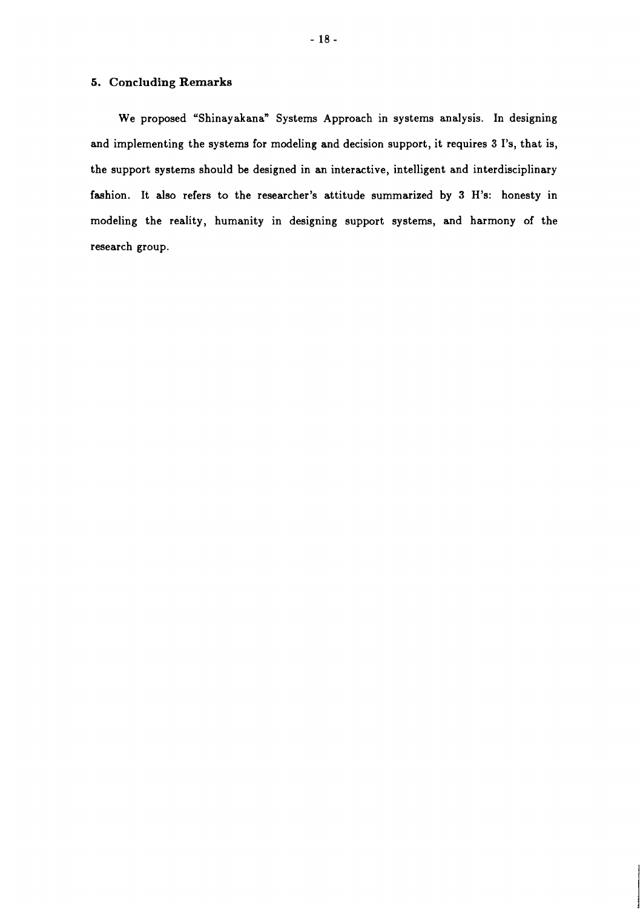## 5. Concluding Remarks

We proposed "Shinayakana" Systems Approach in systems analysis. In designing and implementing the systems for modeling and decision support, it requires 3 I's, that is, the support systems should be designed in an interactive, intelligent and interdisciplinary fashion. It also refers to the researcher's attitude summarized by 3 H's: honesty in modeling the reality, humanity in designing support systems, and harmony of the research group.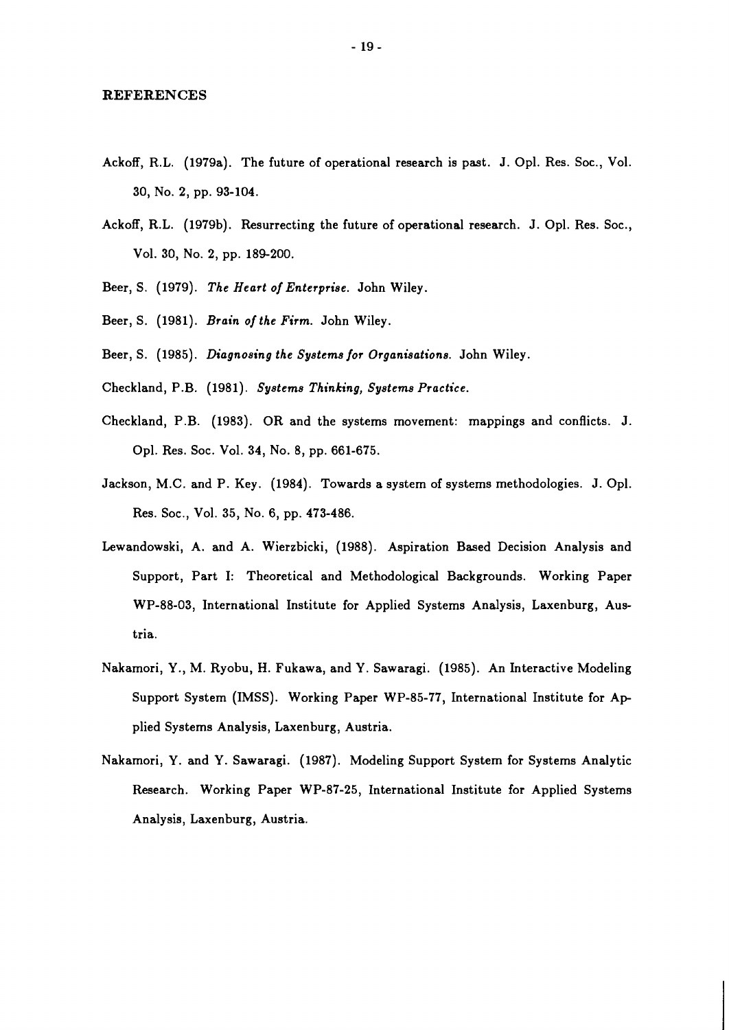## REFERENCES

Ackoff, R.L. (1979a). The future of operational research is past. J. Opl. Res. Soc., Vol. 30, No. 2, pp. 93-104.

Ackoff, R.L. (1979b). Resurrecting the future of operational research. J. Opl. Res. Soc., Vol. 30, No. 2, pp. 189-200.

Beer, S. (1979). *The Heart of Enterprise.* John Wiley.

Beer, S. (1981). *Brain of the Firm.* John Wiley.

Beer, S. (1985). *Diagnosing the Systems for Organisations.* John Wiley.

Checkland, P.B. (1981). *Systems Thinking, Systems Practice.*

Checkland, P.B. (1983). OR and the systems movement: mappings and conflicts. J. Opl. Res. Soc. Vol. 34, No. 8, pp. 661-675.

Jackson, M.C. and P. Key. (1984). Towards a system of systems methodologies. J. Opl. Res. Soc., Vol. 35, No. 6, pp. 473-486.

Lewandowski, A. and A. Wierzbicki, (1988). Aspiration Based Decision Analysis and Support, Part I: Theoretical and Methodological Backgrounds. Working Paper WP-88-03, International Institute for Applied Systems Analysis, Laxenburg, Austria.

Nakamori, Y., M. Ryobu, H. Fukawa, and Y. Sawaragi. (1985). An Interactive Modeling Support System (IMSS). Working Paper WP-85-77, International Institute for Applied Systems Analysis, Laxenburg, Austria.

Nakamori, Y. and Y. Sawaragi. (1987). Modeling Support System for Systems Analytic Research. Working Paper WP-87-25, International Institute for Applied Systems Analysis, Laxenburg, Austria.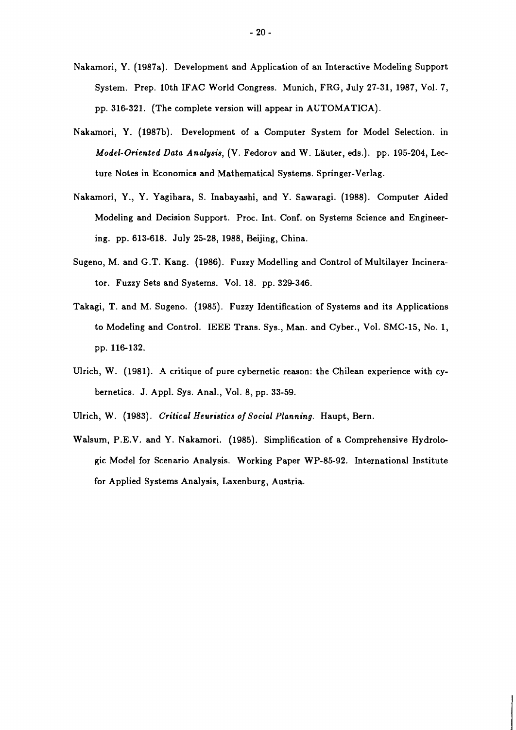Nakamori, Y. (1987a). Development and Application of an Interactive Modeling Support System. Prep. 10th IFAC World Congress. Munich, FRG, July 27-31, 1987, Vol. 7, pp. 316-321. (The complete version will appear in AUTOMATICA).

Nakamori, Y. (1987b). Development of a Computer System for Model Selection. in *Model-Oriented Data Analysis*, (V. Fedorov and W. Läuter, eds.). pp. 195-204, Lecture Notes in Economics and Mathematical Systems. Springer-Verlag.

Nakamori, Y., Y. Yagihara, S. Inabayashi, and Y. Sawaragi. (1988). Computer Aided Modeling and Decision Support. Proc. Int. Conf. on Systems Science and Engineering. pp. 613-618. July 25-28, 1988, Beijing, China.

Sugeno, M. and G.T. Kang. (1986). Fuzzy Modelling and Control of Multilayer Incinerator. Fuzzy Sets and Systems. Vol. 18. pp. 329-346.

Takagi, T. and M. Sugeno. (1985). Fuzzy Identification of Systems and its Applications to Modeling and Control. IEEE Trans. Sys., Man. and Cyber., Vol. SMC-15, No. 1, pp. 116-132.

Ulrich, W. (1981). A critique of pure cybernetic reason: the Chilean experience with cybernetics. J. Appl. Sys. Anal., Vol. 8, pp. 33-59.

Ulrich, W. (1983). *Critical Heuristics of Social Planning.* Haupt, Bern.

Walsum, P.E.V. and Y. Nakamori. (1985). Simplification of a Comprehensive Hydrologic Model for Scenario Analysis. Working Paper WP-85-92. International Institute for Applied Systems Analysis, Laxenburg, Austria.